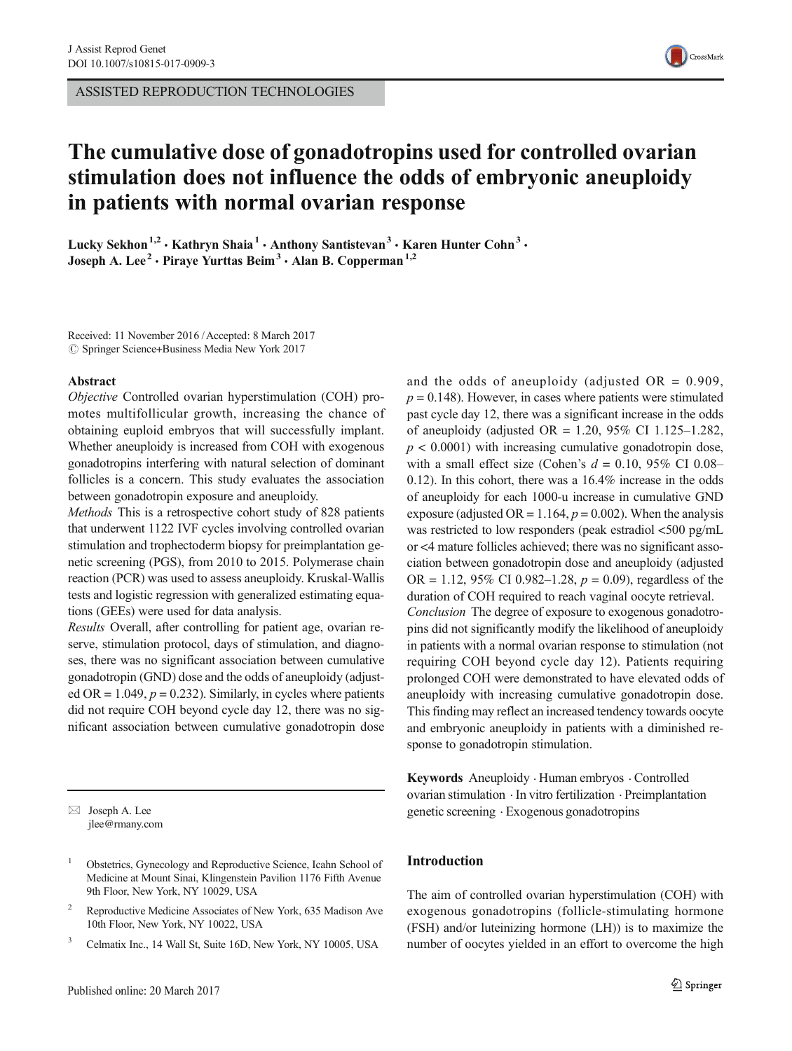ASSISTED REPRODUCTION TECHNOLOGIES

# The cumulative dose of gonadotropins used for controlled ovarian stimulation does not influence the odds of embryonic aneuploidy in patients with normal ovarian response

Lucky Sekhon[1,2] · Kathryn Shaia[1] · Anthony Santistevan[3] · Karen Hunter Cohn[3] · Joseph A. Lee[2] · Piraye Yurttas Beim[3] · Alan B. Copperman[1,2]

Received: 11 November 2016 / Accepted: 8 March 2017
© Springer Science+Business Media New York 2017

## Abstract

*Objective* Controlled ovarian hyperstimulation (COH) promotes multifollicular growth, increasing the chance of obtaining euploid embryos that will successfully implant. Whether aneuploidy is increased from COH with exogenous gonadotropins interfering with natural selection of dominant follicles is a concern. This study evaluates the association between gonadotropin exposure and aneuploidy.

*Methods* This is a retrospective cohort study of 828 patients that underwent 1122 IVF cycles involving controlled ovarian stimulation and trophectoderm biopsy for preimplantation genetic screening (PGS), from 2010 to 2015. Polymerase chain reaction (PCR) was used to assess aneuploidy. Kruskal-Wallis tests and logistic regression with generalized estimating equations (GEEs) were used for data analysis.

*Results* Overall, after controlling for patient age, ovarian reserve, stimulation protocol, days of stimulation, and diagnoses, there was no significant association between cumulative gonadotropin (GND) dose and the odds of aneuploidy (adjusted OR = 1.049, $p = 0.232$). Similarly, in cycles where patients did not require COH beyond cycle day 12, there was no significant association between cumulative gonadotropin dose and the odds of aneuploidy (adjusted OR = 0.909, $p = 0.148$). However, in cases where patients were stimulated past cycle day 12, there was a significant increase in the odds of aneuploidy (adjusted OR = 1.20, 95% CI 1.125–1.282, $p < 0.0001$) with increasing cumulative gonadotropin dose, with a small effect size (Cohen's $d = 0.10$, 95% CI 0.08–0.12). In this cohort, there was a 16.4% increase in the odds of aneuploidy for each 1000-u increase in cumulative GND exposure (adjusted OR = 1.164, $p = 0.002$). When the analysis was restricted to low responders (peak estradiol <500 pg/mL or <4 mature follicles achieved; there was no significant association between gonadotropin dose and aneuploidy (adjusted OR = 1.12, 95% CI 0.982–1.28, $p = 0.09$), regardless of the duration of COH required to reach vaginal oocyte retrieval.

*Conclusion* The degree of exposure to exogenous gonadotropins did not significantly modify the likelihood of aneuploidy in patients with a normal ovarian response to stimulation (not requiring COH beyond cycle day 12). Patients requiring prolonged COH were demonstrated to have elevated odds of aneuploidy with increasing cumulative gonadotropin dose. This finding may reflect an increased tendency towards oocyte and embryonic aneuploidy in patients with a diminished response to gonadotropin stimulation.

**Keywords** Aneuploidy · Human embryos · Controlled ovarian stimulation · In vitro fertilization · Preimplantation genetic screening · Exogenous gonadotropins

✉ Joseph A. Lee
jlee@rmany.com

[1] Obstetrics, Gynecology and Reproductive Science, Icahn School of Medicine at Mount Sinai, Klingenstein Pavilion 1176 Fifth Avenue 9th Floor, New York, NY 10029, USA

[2] Reproductive Medicine Associates of New York, 635 Madison Ave 10th Floor, New York, NY 10022, USA

[3] Celmatix Inc., 14 Wall St, Suite 16D, New York, NY 10005, USA

## Introduction

The aim of controlled ovarian hyperstimulation (COH) with exogenous gonadotropins (follicle-stimulating hormone (FSH) and/or luteinizing hormone (LH)) is to maximize the number of oocytes yielded in an effort to overcome the high

Published online: 20 March 2017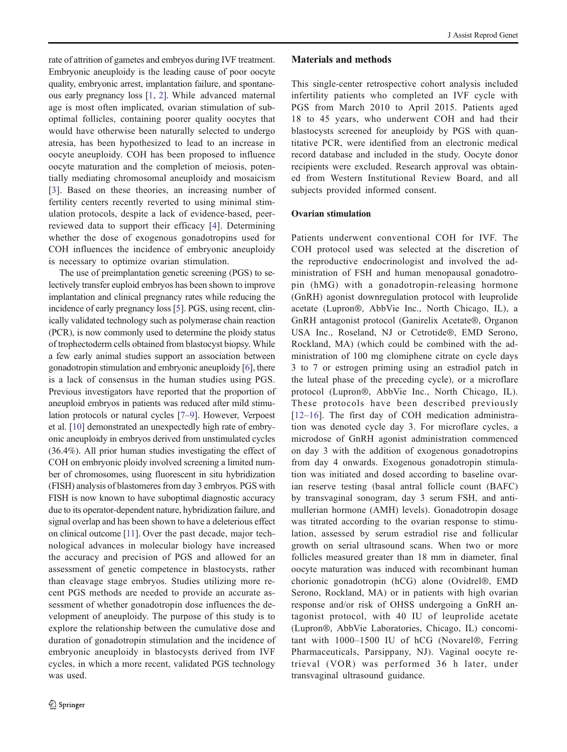rate of attrition of gametes and embryos during IVF treatment. Embryonic aneuploidy is the leading cause of poor oocyte quality, embryonic arrest, implantation failure, and spontaneous early pregnancy loss [1, 2]. While advanced maternal age is most often implicated, ovarian stimulation of suboptimal follicles, containing poorer quality oocytes that would have otherwise been naturally selected to undergo atresia, has been hypothesized to lead to an increase in oocyte aneuploidy. COH has been proposed to influence oocyte maturation and the completion of meiosis, potentially mediating chromosomal aneuploidy and mosaicism [3]. Based on these theories, an increasing number of fertility centers recently reverted to using minimal stimulation protocols, despite a lack of evidence-based, peer-reviewed data to support their efficacy [4]. Determining whether the dose of exogenous gonadotropins used for COH influences the incidence of embryonic aneuploidy is necessary to optimize ovarian stimulation.

The use of preimplantation genetic screening (PGS) to selectively transfer euploid embryos has been shown to improve implantation and clinical pregnancy rates while reducing the incidence of early pregnancy loss [5]. PGS, using recent, clinically validated technology such as polymerase chain reaction (PCR), is now commonly used to determine the ploidy status of trophectoderm cells obtained from blastocyst biopsy. While a few early animal studies support an association between gonadotropin stimulation and embryonic aneuploidy [6], there is a lack of consensus in the human studies using PGS. Previous investigators have reported that the proportion of aneuploid embryos in patients was reduced after mild stimulation protocols or natural cycles [7–9]. However, Verpoest et al. [10] demonstrated an unexpectedly high rate of embryonic aneuploidy in embryos derived from unstimulated cycles (36.4%). All prior human studies investigating the effect of COH on embryonic ploidy involved screening a limited number of chromosomes, using fluorescent in situ hybridization (FISH) analysis of blastomeres from day 3 embryos. PGS with FISH is now known to have suboptimal diagnostic accuracy due to its operator-dependent nature, hybridization failure, and signal overlap and has been shown to have a deleterious effect on clinical outcome [11]. Over the past decade, major technological advances in molecular biology have increased the accuracy and precision of PGS and allowed for an assessment of genetic competence in blastocysts, rather than cleavage stage embryos. Studies utilizing more recent PGS methods are needed to provide an accurate assessment of whether gonadotropin dose influences the development of aneuploidy. The purpose of this study is to explore the relationship between the cumulative dose and duration of gonadotropin stimulation and the incidence of embryonic aneuploidy in blastocysts derived from IVF cycles, in which a more recent, validated PGS technology was used.

## Materials and methods

This single-center retrospective cohort analysis included infertility patients who completed an IVF cycle with PGS from March 2010 to April 2015. Patients aged 18 to 45 years, who underwent COH and had their blastocysts screened for aneuploidy by PGS with quantitative PCR, were identified from an electronic medical record database and included in the study. Oocyte donor recipients were excluded. Research approval was obtained from Western Institutional Review Board, and all subjects provided informed consent.

### Ovarian stimulation

Patients underwent conventional COH for IVF. The COH protocol used was selected at the discretion of the reproductive endocrinologist and involved the administration of FSH and human menopausal gonadotropin (hMG) with a gonadotropin-releasing hormone (GnRH) agonist downregulation protocol with leuprolide acetate (Lupron®, AbbVie Inc., North Chicago, IL), a GnRH antagonist protocol (Ganirelix Acetate®, Organon USA Inc., Roseland, NJ or Cetrotide®, EMD Serono, Rockland, MA) (which could be combined with the administration of 100 mg clomiphene citrate on cycle days 3 to 7 or estrogen priming using an estradiol patch in the luteal phase of the preceding cycle), or a microflare protocol (Lupron®, AbbVie Inc., North Chicago, IL). These protocols have been described previously [12–16]. The first day of COH medication administration was denoted cycle day 3. For microflare cycles, a microdose of GnRH agonist administration commenced on day 3 with the addition of exogenous gonadotropins from day 4 onwards. Exogenous gonadotropin stimulation was initiated and dosed according to baseline ovarian reserve testing (basal antral follicle count (BAFC) by transvaginal sonogram, day 3 serum FSH, and anti-mullerian hormone (AMH) levels). Gonadotropin dosage was titrated according to the ovarian response to stimulation, assessed by serum estradiol rise and follicular growth on serial ultrasound scans. When two or more follicles measured greater than 18 mm in diameter, final oocyte maturation was induced with recombinant human chorionic gonadotropin (hCG) alone (Ovidrel®, EMD Serono, Rockland, MA) or in patients with high ovarian response and/or risk of OHSS undergoing a GnRH antagonist protocol, with 40 IU of leuprolide acetate (Lupron®, AbbVie Laboratories, Chicago, IL) concomitant with 1000–1500 IU of hCG (Novarel®, Ferring Pharmaceuticals, Parsippany, NJ). Vaginal oocyte retrieval (VOR) was performed 36 h later, under transvaginal ultrasound guidance.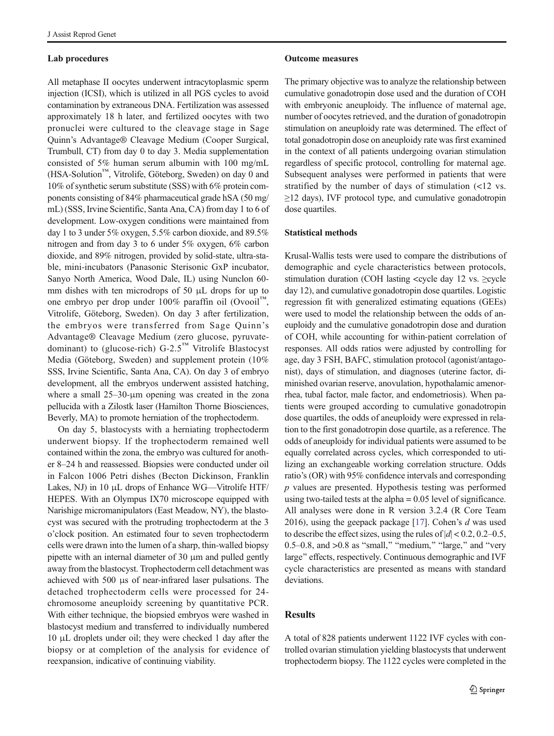### Lab procedures

All metaphase II oocytes underwent intracytoplasmic sperm injection (ICSI), which is utilized in all PGS cycles to avoid contamination by extraneous DNA. Fertilization was assessed approximately 18 h later, and fertilized oocytes with two pronuclei were cultured to the cleavage stage in Sage Quinn's Advantage® Cleavage Medium (Cooper Surgical, Trumbull, CT) from day 0 to day 3. Media supplementation consisted of 5% human serum albumin with 100 mg/mL (HSA-Solution™, Vitrolife, Göteborg, Sweden) on day 0 and 10% of synthetic serum substitute (SSS) with 6% protein components consisting of 84% pharmaceutical grade hSA (50 mg/mL) (SSS, Irvine Scientific, Santa Ana, CA) from day 1 to 6 of development. Low-oxygen conditions were maintained from day 1 to 3 under 5% oxygen, 5.5% carbon dioxide, and 89.5% nitrogen and from day 3 to 6 under 5% oxygen, 6% carbon dioxide, and 89% nitrogen, provided by solid-state, ultra-stable, mini-incubators (Panasonic Sterisonic GxP incubator, Sanyo North America, Wood Dale, IL) using Nunclon 60-mm dishes with ten microdrops of 50 μL drops for up to one embryo per drop under 100% paraffin oil (Ovooil™, Vitrolife, Göteborg, Sweden). On day 3 after fertilization, the embryos were transferred from Sage Quinn's Advantage® Cleavage Medium (zero glucose, pyruvate-dominant) to (glucose-rich) G-2.5™ Vitrolife Blastocyst Media (Göteborg, Sweden) and supplement protein (10% SSS, Irvine Scientific, Santa Ana, CA). On day 3 of embryo development, all the embryos underwent assisted hatching, where a small 25–30-μm opening was created in the zona pellucida with a Zilostk laser (Hamilton Thorne Biosciences, Beverly, MA) to promote herniation of the trophectoderm.

On day 5, blastocysts with a herniating trophectoderm underwent biopsy. If the trophectoderm remained well contained within the zona, the embryo was cultured for another 8–24 h and reassessed. Biopsies were conducted under oil in Falcon 1006 Petri dishes (Becton Dickinson, Franklin Lakes, NJ) in 10 μL drops of Enhance WG—Vitrolife HTF/HEPES. With an Olympus IX70 microscope equipped with Narishige micromanipulators (East Meadow, NY), the blastocyst was secured with the protruding trophectoderm at the 3 o'clock position. An estimated four to seven trophectoderm cells were drawn into the lumen of a sharp, thin-walled biopsy pipette with an internal diameter of 30 μm and pulled gently away from the blastocyst. Trophectoderm cell detachment was achieved with 500 μs of near-infrared laser pulsations. The detached trophectoderm cells were processed for 24-chromosome aneuploidy screening by quantitative PCR. With either technique, the biopsied embryos were washed in blastocyst medium and transferred to individually numbered 10 μL droplets under oil; they were checked 1 day after the biopsy or at completion of the analysis for evidence of reexpansion, indicative of continuing viability.

### Outcome measures

The primary objective was to analyze the relationship between cumulative gonadotropin dose used and the duration of COH with embryonic aneuploidy. The influence of maternal age, number of oocytes retrieved, and the duration of gonadotropin stimulation on aneuploidy rate was determined. The effect of total gonadotropin dose on aneuploidy rate was first examined in the context of all patients undergoing ovarian stimulation regardless of specific protocol, controlling for maternal age. Subsequent analyses were performed in patients that were stratified by the number of days of stimulation (<12 vs. ≥12 days), IVF protocol type, and cumulative gonadotropin dose quartiles.

### Statistical methods

Krusal-Wallis tests were used to compare the distributions of demographic and cycle characteristics between protocols, stimulation duration (COH lasting <cycle day 12 vs. ≥cycle day 12), and cumulative gonadotropin dose quartiles. Logistic regression fit with generalized estimating equations (GEEs) were used to model the relationship between the odds of aneuploidy and the cumulative gonadotropin dose and duration of COH, while accounting for within-patient correlation of responses. All odds ratios were adjusted by controlling for age, day 3 FSH, BAFC, stimulation protocol (agonist/antagonist), days of stimulation, and diagnoses (uterine factor, diminished ovarian reserve, anovulation, hypothalamic amenorrhea, tubal factor, male factor, and endometriosis). When patients were grouped according to cumulative gonadotropin dose quartiles, the odds of aneuploidy were expressed in relation to the first gonadotropin dose quartile, as a reference. The odds of aneuploidy for individual patients were assumed to be equally correlated across cycles, which corresponded to utilizing an exchangeable working correlation structure. Odds ratio's (OR) with 95% confidence intervals and corresponding $p$ values are presented. Hypothesis testing was performed using two-tailed tests at the alpha = 0.05 level of significance. All analyses were done in R version 3.2.4 (R Core Team 2016), using the geepack package [17]. Cohen's $d$ was used to describe the effect sizes, using the rules of $|d| < 0.2$, 0.2–0.5, 0.5–0.8, and >0.8 as "small," "medium," "large," and "very large" effects, respectively. Continuous demographic and IVF cycle characteristics are presented as means with standard deviations.

## Results

A total of 828 patients underwent 1122 IVF cycles with controlled ovarian stimulation yielding blastocysts that underwent trophectoderm biopsy. The 1122 cycles were completed in the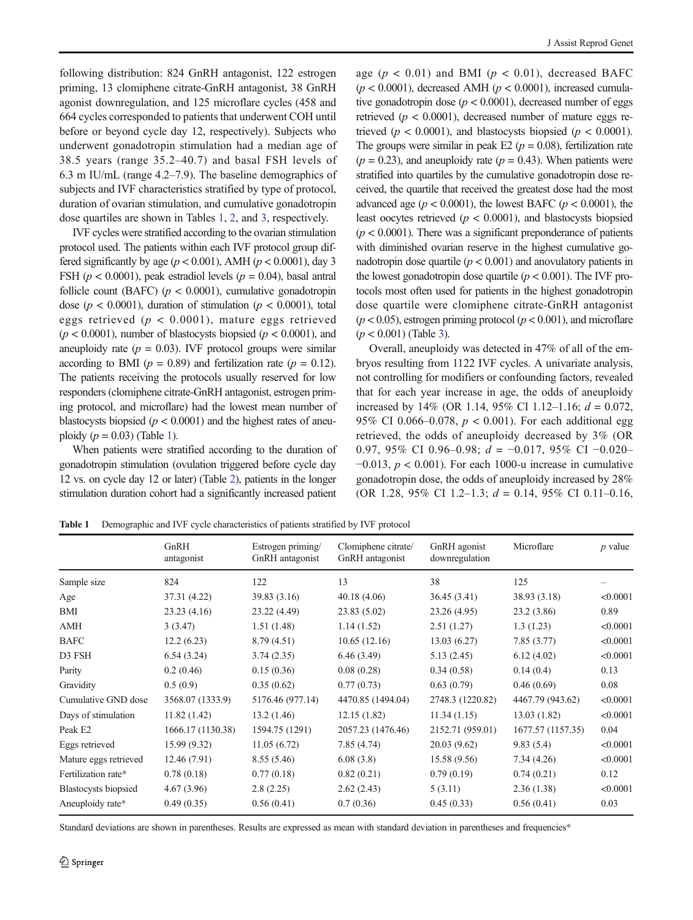following distribution: 824 GnRH antagonist, 122 estrogen priming, 13 clomiphene citrate-GnRH antagonist, 38 GnRH agonist downregulation, and 125 microflare cycles (458 and 664 cycles corresponded to patients that underwent COH until before or beyond cycle day 12, respectively). Subjects who underwent gonadotropin stimulation had a median age of 38.5 years (range 35.2–40.7) and basal FSH levels of 6.3 m IU/mL (range 4.2–7.9). The baseline demographics of subjects and IVF characteristics stratified by type of protocol, duration of ovarian stimulation, and cumulative gonadotropin dose quartiles are shown in Tables 1, 2, and 3, respectively.

IVF cycles were stratified according to the ovarian stimulation protocol used. The patients within each IVF protocol group differed significantly by age ($p < 0.001$), AMH ($p < 0.0001$), day 3 FSH ($p < 0.0001$), peak estradiol levels ($p = 0.04$), basal antral follicle count (BAFC) ($p < 0.0001$), cumulative gonadotropin dose ($p < 0.0001$), duration of stimulation ($p < 0.0001$), total eggs retrieved ($p < 0.0001$), mature eggs retrieved ($p < 0.0001$), number of blastocysts biopsied ($p < 0.0001$), and aneuploidy rate ($p = 0.03$). IVF protocol groups were similar according to BMI ($p = 0.89$) and fertilization rate ($p = 0.12$). The patients receiving the protocols usually reserved for low responders (clomiphene citrate-GnRH antagonist, estrogen priming protocol, and microflare) had the lowest mean number of blastocysts biopsied ($p < 0.0001$) and the highest rates of aneuploidy ($p = 0.03$) (Table 1).

When patients were stratified according to the duration of gonadotropin stimulation (ovulation triggered before cycle day 12 vs. on cycle day 12 or later) (Table 2), patients in the longer stimulation duration cohort had a significantly increased patient age ($p < 0.01$) and BMI ($p < 0.01$), decreased BAFC ($p < 0.0001$), decreased AMH ($p < 0.0001$), increased cumulative gonadotropin dose ($p < 0.0001$), decreased number of eggs retrieved ($p < 0.0001$), decreased number of mature eggs retrieved ($p < 0.0001$), and blastocysts biopsied ($p < 0.0001$). The groups were similar in peak E2 ($p = 0.08$), fertilization rate ($p = 0.23$), and aneuploidy rate ($p = 0.43$). When patients were stratified into quartiles by the cumulative gonadotropin dose received, the quartile that received the greatest dose had the most advanced age ($p < 0.0001$), the lowest BAFC ($p < 0.0001$), the least oocytes retrieved ($p < 0.0001$), and blastocysts biopsied ($p < 0.0001$). There was a significant preponderance of patients with diminished ovarian reserve in the highest cumulative gonadotropin dose quartile ($p < 0.001$) and anovulatory patients in the lowest gonadotropin dose quartile ($p < 0.001$). The IVF protocols most often used for patients in the highest gonadotropin dose quartile were clomiphene citrate-GnRH antagonist ($p < 0.05$), estrogen priming protocol ($p < 0.001$), and microflare ($p < 0.001$) (Table 3).

Overall, aneuploidy was detected in 47% of all of the embryos resulting from 1122 IVF cycles. A univariate analysis, not controlling for modifiers or confounding factors, revealed that for each year increase in age, the odds of aneuploidy increased by 14% (OR 1.14, 95% CI 1.12–1.16; $d = 0.072$, 95% CI 0.066–0.078, $p < 0.001$). For each additional egg retrieved, the odds of aneuploidy decreased by 3% (OR 0.97, 95% CI 0.96–0.98; $d = -0.017$, 95% CI $-0.020$–$-0.013$, $p < 0.001$). For each 1000-u increase in cumulative gonadotropin dose, the odds of aneuploidy increased by 28% (OR 1.28, 95% CI 1.2–1.3; $d = 0.14$, 95% CI 0.11–0.16,

**Table 1** Demographic and IVF cycle characteristics of patients stratified by IVF protocol

| | GnRH antagonist | Estrogen priming/ GnRH antagonist | Clomiphene citrate/ GnRH antagonist | GnRH agonist downregulation | Microflare | *p* value |
|---|---|---|---|---|---|---|
| Sample size | 824 | 122 | 13 | 38 | 125 | – |
| Age | 37.31 (4.22) | 39.83 (3.16) | 40.18 (4.06) | 36.45 (3.41) | 38.93 (3.18) | <0.0001 |
| BMI | 23.23 (4.16) | 23.22 (4.49) | 23.83 (5.02) | 23.26 (4.95) | 23.2 (3.86) | 0.89 |
| AMH | 3 (3.47) | 1.51 (1.48) | 1.14 (1.52) | 2.51 (1.27) | 1.3 (1.23) | <0.0001 |
| BAFC | 12.2 (6.23) | 8.79 (4.51) | 10.65 (12.16) | 13.03 (6.27) | 7.85 (3.77) | <0.0001 |
| D3 FSH | 6.54 (3.24) | 3.74 (2.35) | 6.46 (3.49) | 5.13 (2.45) | 6.12 (4.02) | <0.0001 |
| Parity | 0.2 (0.46) | 0.15 (0.36) | 0.08 (0.28) | 0.34 (0.58) | 0.14 (0.4) | 0.13 |
| Gravidity | 0.5 (0.9) | 0.35 (0.62) | 0.77 (0.73) | 0.63 (0.79) | 0.46 (0.69) | 0.08 |
| Cumulative GND dose | 3568.07 (1333.9) | 5176.46 (977.14) | 4470.85 (1494.04) | 2748.3 (1220.82) | 4467.79 (943.62) | <0.0001 |
| Days of stimulation | 11.82 (1.42) | 13.2 (1.46) | 12.15 (1.82) | 11.34 (1.15) | 13.03 (1.82) | <0.0001 |
| Peak E2 | 1666.17 (1130.38) | 1594.75 (1291) | 2057.23 (1476.46) | 2152.71 (959.01) | 1677.57 (1157.35) | 0.04 |
| Eggs retrieved | 15.99 (9.32) | 11.05 (6.72) | 7.85 (4.74) | 20.03 (9.62) | 9.83 (5.4) | <0.0001 |
| Mature eggs retrieved | 12.46 (7.91) | 8.55 (5.46) | 6.08 (3.8) | 15.58 (9.56) | 7.34 (4.26) | <0.0001 |
| Fertilization rate* | 0.78 (0.18) | 0.77 (0.18) | 0.82 (0.21) | 0.79 (0.19) | 0.74 (0.21) | 0.12 |
| Blastocysts biopsied | 4.67 (3.96) | 2.8 (2.25) | 2.62 (2.43) | 5 (3.11) | 2.36 (1.38) | <0.0001 |
| Aneuploidy rate* | 0.49 (0.35) | 0.56 (0.41) | 0.7 (0.36) | 0.45 (0.33) | 0.56 (0.41) | 0.03 |

Standard deviations are shown in parentheses. Results are expressed as mean with standard deviation in parentheses and frequencies*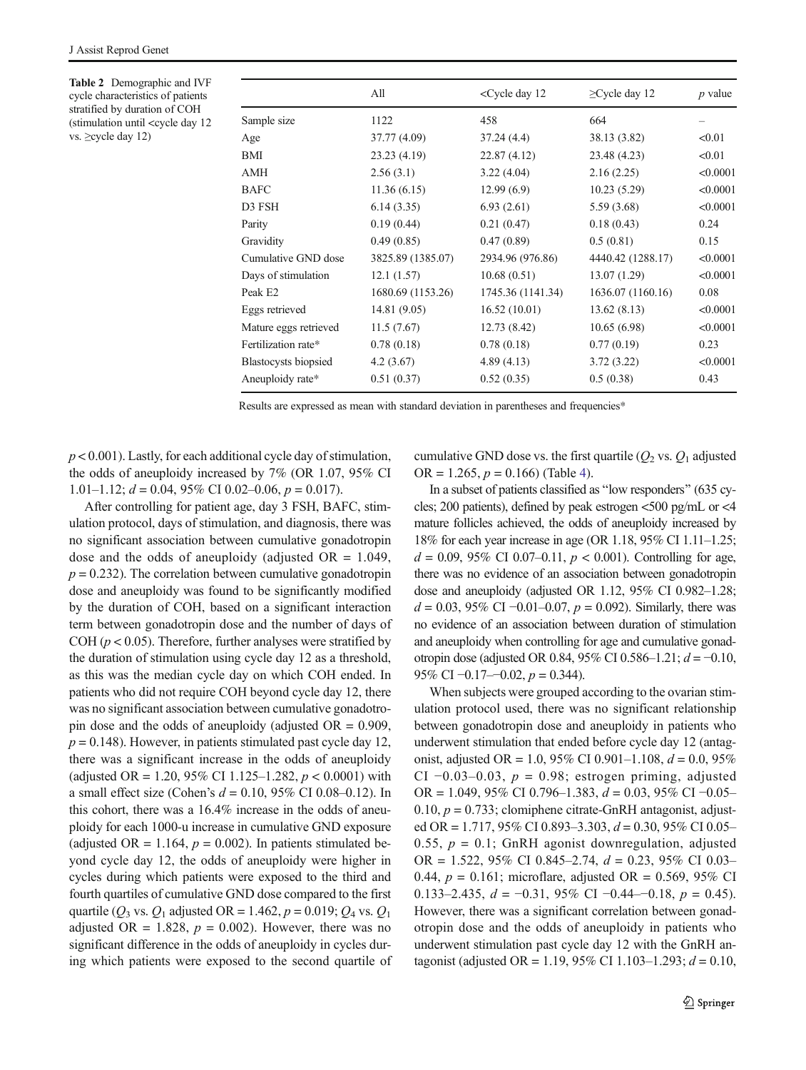**Table 2** Demographic and IVF cycle characteristics of patients stratified by duration of COH (stimulation until <cycle day 12 vs. ≥cycle day 12)

| | All | <Cycle day 12 | ≥Cycle day 12 | *p* value |
|---|---|---|---|---|
| Sample size | 1122 | 458 | 664 | – |
| Age | 37.77 (4.09) | 37.24 (4.4) | 38.13 (3.82) | <0.01 |
| BMI | 23.23 (4.19) | 22.87 (4.12) | 23.48 (4.23) | <0.01 |
| AMH | 2.56 (3.1) | 3.22 (4.04) | 2.16 (2.25) | <0.0001 |
| BAFC | 11.36 (6.15) | 12.99 (6.9) | 10.23 (5.29) | <0.0001 |
| D3 FSH | 6.14 (3.35) | 6.93 (2.61) | 5.59 (3.68) | <0.0001 |
| Parity | 0.19 (0.44) | 0.21 (0.47) | 0.18 (0.43) | 0.24 |
| Gravidity | 0.49 (0.85) | 0.47 (0.89) | 0.5 (0.81) | 0.15 |
| Cumulative GND dose | 3825.89 (1385.07) | 2934.96 (976.86) | 4440.42 (1288.17) | <0.0001 |
| Days of stimulation | 12.1 (1.57) | 10.68 (0.51) | 13.07 (1.29) | <0.0001 |
| Peak E2 | 1680.69 (1153.26) | 1745.36 (1141.34) | 1636.07 (1160.16) | 0.08 |
| Eggs retrieved | 14.81 (9.05) | 16.52 (10.01) | 13.62 (8.13) | <0.0001 |
| Mature eggs retrieved | 11.5 (7.67) | 12.73 (8.42) | 10.65 (6.98) | <0.0001 |
| Fertilization rate* | 0.78 (0.18) | 0.78 (0.18) | 0.77 (0.19) | 0.23 |
| Blastocysts biopsied | 4.2 (3.67) | 4.89 (4.13) | 3.72 (3.22) | <0.0001 |
| Aneuploidy rate* | 0.51 (0.37) | 0.52 (0.35) | 0.5 (0.38) | 0.43 |

Results are expressed as mean with standard deviation in parentheses and frequencies*

$p < 0.001$). Lastly, for each additional cycle day of stimulation, the odds of aneuploidy increased by 7% (OR 1.07, 95% CI 1.01–1.12; $d = 0.04$, 95% CI 0.02–0.06, $p = 0.017$).

After controlling for patient age, day 3 FSH, BAFC, stimulation protocol, days of stimulation, and diagnosis, there was no significant association between cumulative gonadotropin dose and the odds of aneuploidy (adjusted OR = 1.049, $p = 0.232$). The correlation between cumulative gonadotropin dose and aneuploidy was found to be significantly modified by the duration of COH, based on a significant interaction term between gonadotropin dose and the number of days of COH ($p < 0.05$). Therefore, further analyses were stratified by the duration of stimulation using cycle day 12 as a threshold, as this was the median cycle day on which COH ended. In patients who did not require COH beyond cycle day 12, there was no significant association between cumulative gonadotropin dose and the odds of aneuploidy (adjusted OR = 0.909, $p = 0.148$). However, in patients stimulated past cycle day 12, there was a significant increase in the odds of aneuploidy (adjusted OR = 1.20, 95% CI 1.125–1.282, $p < 0.0001$) with a small effect size (Cohen's $d = 0.10$, 95% CI 0.08–0.12). In this cohort, there was a 16.4% increase in the odds of aneuploidy for each 1000-u increase in cumulative GND exposure (adjusted OR = 1.164, $p = 0.002$). In patients stimulated beyond cycle day 12, the odds of aneuploidy were higher in cycles during which patients were exposed to the third and fourth quartiles of cumulative GND dose compared to the first quartile ($Q_3$ vs. $Q_1$ adjusted OR = 1.462, $p = 0.019$; $Q_4$ vs. $Q_1$ adjusted OR = 1.828, $p = 0.002$). However, there was no significant difference in the odds of aneuploidy in cycles during which patients were exposed to the second quartile of cumulative GND dose vs. the first quartile ($Q_2$ vs. $Q_1$ adjusted OR = 1.265, $p = 0.166$) (Table 4).

In a subset of patients classified as "low responders" (635 cycles; 200 patients), defined by peak estrogen <500 pg/mL or <4 mature follicles achieved, the odds of aneuploidy increased by 18% for each year increase in age (OR 1.18, 95% CI 1.11–1.25; $d = 0.09$, 95% CI 0.07–0.11, $p < 0.001$). Controlling for age, there was no evidence of an association between gonadotropin dose and aneuploidy (adjusted OR 1.12, 95% CI 0.982–1.28; $d = 0.03$, 95% CI −0.01–0.07, $p = 0.092$). Similarly, there was no evidence of an association between duration of stimulation and aneuploidy when controlling for age and cumulative gonadotropin dose (adjusted OR 0.84, 95% CI 0.586–1.21; $d = -0.10$, 95% CI −0.17–−0.02, $p = 0.344$).

When subjects were grouped according to the ovarian stimulation protocol used, there was no significant relationship between gonadotropin dose and aneuploidy in patients who underwent stimulation that ended before cycle day 12 (antagonist, adjusted OR = 1.0, 95% CI 0.901–1.108, $d = 0.0$, 95% CI −0.03–0.03, $p = 0.98$; estrogen priming, adjusted OR = 1.049, 95% CI 0.796–1.383, $d = 0.03$, 95% CI −0.05–0.10, $p = 0.733$; clomiphene citrate-GnRH antagonist, adjusted OR = 1.717, 95% CI 0.893–3.303, $d = 0.30$, 95% CI 0.05–0.55, $p = 0.1$; GnRH agonist downregulation, adjusted OR = 1.522, 95% CI 0.845–2.74, $d = 0.23$, 95% CI 0.03–0.44, $p = 0.161$; microflare, adjusted OR = 0.569, 95% CI 0.133–2.435, $d = -0.31$, 95% CI −0.44–−0.18, $p = 0.45$). However, there was a significant correlation between gonadotropin dose and the odds of aneuploidy in patients who underwent stimulation past cycle day 12 with the GnRH antagonist (adjusted OR = 1.19, 95% CI 1.103–1.293; $d = 0.10$,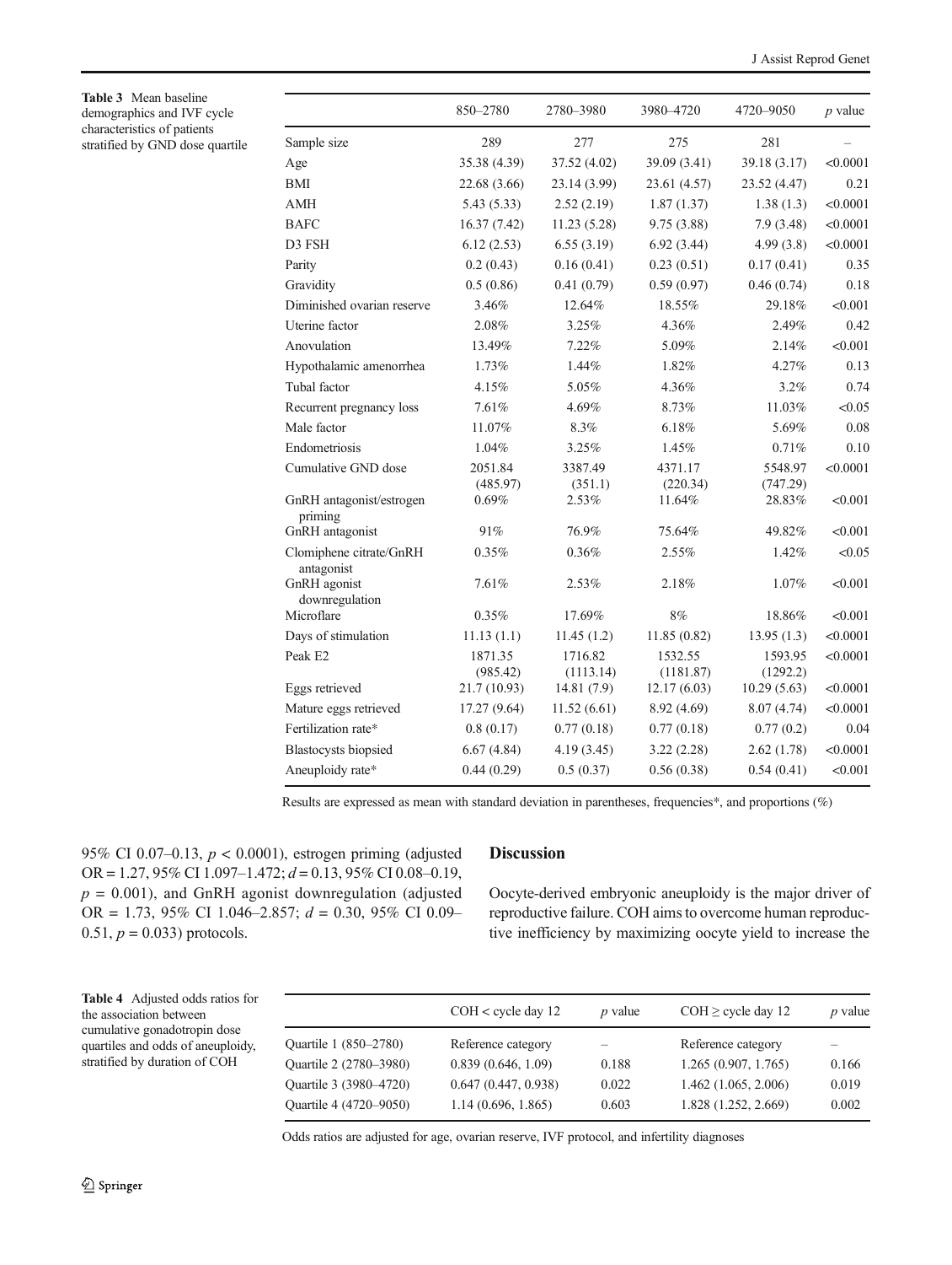**Table 3** Mean baseline demographics and IVF cycle characteristics of patients stratified by GND dose quartile

| | 850–2780 | 2780–3980 | 3980–4720 | 4720–9050 | *p* value |
|---|---|---|---|---|---|
| Sample size | 289 | 277 | 275 | 281 | – |
| Age | 35.38 (4.39) | 37.52 (4.02) | 39.09 (3.41) | 39.18 (3.17) | <0.0001 |
| BMI | 22.68 (3.66) | 23.14 (3.99) | 23.61 (4.57) | 23.52 (4.47) | 0.21 |
| AMH | 5.43 (5.33) | 2.52 (2.19) | 1.87 (1.37) | 1.38 (1.3) | <0.0001 |
| BAFC | 16.37 (7.42) | 11.23 (5.28) | 9.75 (3.88) | 7.9 (3.48) | <0.0001 |
| D3 FSH | 6.12 (2.53) | 6.55 (3.19) | 6.92 (3.44) | 4.99 (3.8) | <0.0001 |
| Parity | 0.2 (0.43) | 0.16 (0.41) | 0.23 (0.51) | 0.17 (0.41) | 0.35 |
| Gravidity | 0.5 (0.86) | 0.41 (0.79) | 0.59 (0.97) | 0.46 (0.74) | 0.18 |
| Diminished ovarian reserve | 3.46% | 12.64% | 18.55% | 29.18% | <0.001 |
| Uterine factor | 2.08% | 3.25% | 4.36% | 2.49% | 0.42 |
| Anovulation | 13.49% | 7.22% | 5.09% | 2.14% | <0.001 |
| Hypothalamic amenorrhea | 1.73% | 1.44% | 1.82% | 4.27% | 0.13 |
| Tubal factor | 4.15% | 5.05% | 4.36% | 3.2% | 0.74 |
| Recurrent pregnancy loss | 7.61% | 4.69% | 8.73% | 11.03% | <0.05 |
| Male factor | 11.07% | 8.3% | 6.18% | 5.69% | 0.08 |
| Endometriosis | 1.04% | 3.25% | 1.45% | 0.71% | 0.10 |
| Cumulative GND dose | 2051.84 (485.97) | 3387.49 (351.1) | 4371.17 (220.34) | 5548.97 (747.29) | <0.0001 |
| GnRH antagonist/estrogen priming | 0.69% | 2.53% | 11.64% | 28.83% | <0.001 |
| GnRH antagonist | 91% | 76.9% | 75.64% | 49.82% | <0.001 |
| Clomiphene citrate/GnRH antagonist | 0.35% | 0.36% | 2.55% | 1.42% | <0.05 |
| GnRH agonist downregulation | 7.61% | 2.53% | 2.18% | 1.07% | <0.001 |
| Microflare | 0.35% | 17.69% | 8% | 18.86% | <0.001 |
| Days of stimulation | 11.13 (1.1) | 11.45 (1.2) | 11.85 (0.82) | 13.95 (1.3) | <0.0001 |
| Peak E2 | 1871.35 (985.42) | 1716.82 (1113.14) | 1532.55 (1181.87) | 1593.95 (1292.2) | <0.0001 |
| Eggs retrieved | 21.7 (10.93) | 14.81 (7.9) | 12.17 (6.03) | 10.29 (5.63) | <0.0001 |
| Mature eggs retrieved | 17.27 (9.64) | 11.52 (6.61) | 8.92 (4.69) | 8.07 (4.74) | <0.0001 |
| Fertilization rate* | 0.8 (0.17) | 0.77 (0.18) | 0.77 (0.18) | 0.77 (0.2) | 0.04 |
| Blastocysts biopsied | 6.67 (4.84) | 4.19 (3.45) | 3.22 (2.28) | 2.62 (1.78) | <0.0001 |
| Aneuploidy rate* | 0.44 (0.29) | 0.5 (0.37) | 0.56 (0.38) | 0.54 (0.41) | <0.001 |

Results are expressed as mean with standard deviation in parentheses, frequencies*, and proportions (%)

95% CI 0.07–0.13, $p < 0.0001$), estrogen priming (adjusted OR = 1.27, 95% CI 1.097–1.472; $d = 0.13$, 95% CI 0.08–0.19, $p = 0.001$), and GnRH agonist downregulation (adjusted OR = 1.73, 95% CI 1.046–2.857; $d = 0.30$, 95% CI 0.09–0.51, $p = 0.033$) protocols.

## Discussion

Oocyte-derived embryonic aneuploidy is the major driver of reproductive failure. COH aims to overcome human reproductive inefficiency by maximizing oocyte yield to increase the

**Table 4** Adjusted odds ratios for the association between cumulative gonadotropin dose quartiles and odds of aneuploidy, stratified by duration of COH

| | COH < cycle day 12 | *p* value | COH ≥ cycle day 12 | *p* value |
|---|---|---|---|---|
| Quartile 1 (850–2780) | Reference category | – | Reference category | – |
| Quartile 2 (2780–3980) | 0.839 (0.646, 1.09) | 0.188 | 1.265 (0.907, 1.765) | 0.166 |
| Quartile 3 (3980–4720) | 0.647 (0.447, 0.938) | 0.022 | 1.462 (1.065, 2.006) | 0.019 |
| Quartile 4 (4720–9050) | 1.14 (0.696, 1.865) | 0.603 | 1.828 (1.252, 2.669) | 0.002 |

Odds ratios are adjusted for age, ovarian reserve, IVF protocol, and infertility diagnoses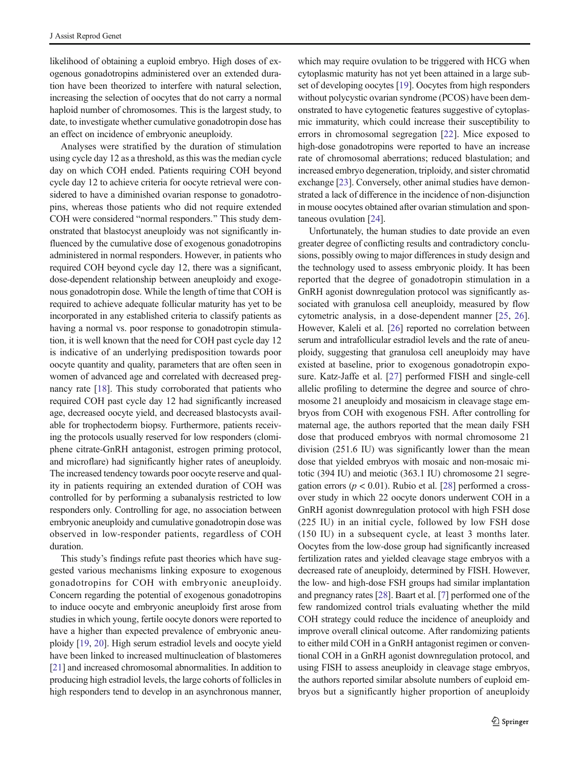likelihood of obtaining a euploid embryo. High doses of exogenous gonadotropins administered over an extended duration have been theorized to interfere with natural selection, increasing the selection of oocytes that do not carry a normal haploid number of chromosomes. This is the largest study, to date, to investigate whether cumulative gonadotropin dose has an effect on incidence of embryonic aneuploidy.

Analyses were stratified by the duration of stimulation using cycle day 12 as a threshold, as this was the median cycle day on which COH ended. Patients requiring COH beyond cycle day 12 to achieve criteria for oocyte retrieval were considered to have a diminished ovarian response to gonadotropins, whereas those patients who did not require extended COH were considered "normal responders." This study demonstrated that blastocyst aneuploidy was not significantly influenced by the cumulative dose of exogenous gonadotropins administered in normal responders. However, in patients who required COH beyond cycle day 12, there was a significant, dose-dependent relationship between aneuploidy and exogenous gonadotropin dose. While the length of time that COH is required to achieve adequate follicular maturity has yet to be incorporated in any established criteria to classify patients as having a normal vs. poor response to gonadotropin stimulation, it is well known that the need for COH past cycle day 12 is indicative of an underlying predisposition towards poor oocyte quantity and quality, parameters that are often seen in women of advanced age and correlated with decreased pregnancy rate [18]. This study corroborated that patients who required COH past cycle day 12 had significantly increased age, decreased oocyte yield, and decreased blastocysts available for trophectoderm biopsy. Furthermore, patients receiving the protocols usually reserved for low responders (clomiphene citrate-GnRH antagonist, estrogen priming protocol, and microflare) had significantly higher rates of aneuploidy. The increased tendency towards poor oocyte reserve and quality in patients requiring an extended duration of COH was controlled for by performing a subanalysis restricted to low responders only. Controlling for age, no association between embryonic aneuploidy and cumulative gonadotropin dose was observed in low-responder patients, regardless of COH duration.

This study's findings refute past theories which have suggested various mechanisms linking exposure to exogenous gonadotropins for COH with embryonic aneuploidy. Concern regarding the potential of exogenous gonadotropins to induce oocyte and embryonic aneuploidy first arose from studies in which young, fertile oocyte donors were reported to have a higher than expected prevalence of embryonic aneuploidy [19, 20]. High serum estradiol levels and oocyte yield have been linked to increased multinucleation of blastomeres [21] and increased chromosomal abnormalities. In addition to producing high estradiol levels, the large cohorts of follicles in high responders tend to develop in an asynchronous manner, which may require ovulation to be triggered with HCG when cytoplasmic maturity has not yet been attained in a large subset of developing oocytes [19]. Oocytes from high responders without polycystic ovarian syndrome (PCOS) have been demonstrated to have cytogenetic features suggestive of cytoplasmic immaturity, which could increase their susceptibility to errors in chromosomal segregation [22]. Mice exposed to high-dose gonadotropins were reported to have an increase rate of chromosomal aberrations; reduced blastulation; and increased embryo degeneration, triploidy, and sister chromatid exchange [23]. Conversely, other animal studies have demonstrated a lack of difference in the incidence of non-disjunction in mouse oocytes obtained after ovarian stimulation and spontaneous ovulation [24].

Unfortunately, the human studies to date provide an even greater degree of conflicting results and contradictory conclusions, possibly owing to major differences in study design and the technology used to assess embryonic ploidy. It has been reported that the degree of gonadotropin stimulation in a GnRH agonist downregulation protocol was significantly associated with granulosa cell aneuploidy, measured by flow cytometric analysis, in a dose-dependent manner [25, 26]. However, Kaleli et al. [26] reported no correlation between serum and intrafollicular estradiol levels and the rate of aneuploidy, suggesting that granulosa cell aneuploidy may have existed at baseline, prior to exogenous gonadotropin exposure. Katz-Jaffe et al. [27] performed FISH and single-cell allelic profiling to determine the degree and source of chromosome 21 aneuploidy and mosaicism in cleavage stage embryos from COH with exogenous FSH. After controlling for maternal age, the authors reported that the mean daily FSH dose that produced embryos with normal chromosome 21 division (251.6 IU) was significantly lower than the mean dose that yielded embryos with mosaic and non-mosaic mitotic (394 IU) and meiotic (363.1 IU) chromosome 21 segregation errors ($p < 0.01$). Rubio et al. [28] performed a crossover study in which 22 oocyte donors underwent COH in a GnRH agonist downregulation protocol with high FSH dose (225 IU) in an initial cycle, followed by low FSH dose (150 IU) in a subsequent cycle, at least 3 months later. Oocytes from the low-dose group had significantly increased fertilization rates and yielded cleavage stage embryos with a decreased rate of aneuploidy, determined by FISH. However, the low- and high-dose FSH groups had similar implantation and pregnancy rates [28]. Baart et al. [7] performed one of the few randomized control trials evaluating whether the mild COH strategy could reduce the incidence of aneuploidy and improve overall clinical outcome. After randomizing patients to either mild COH in a GnRH antagonist regimen or conventional COH in a GnRH agonist downregulation protocol, and using FISH to assess aneuploidy in cleavage stage embryos, the authors reported similar absolute numbers of euploid embryos but a significantly higher proportion of aneuploidy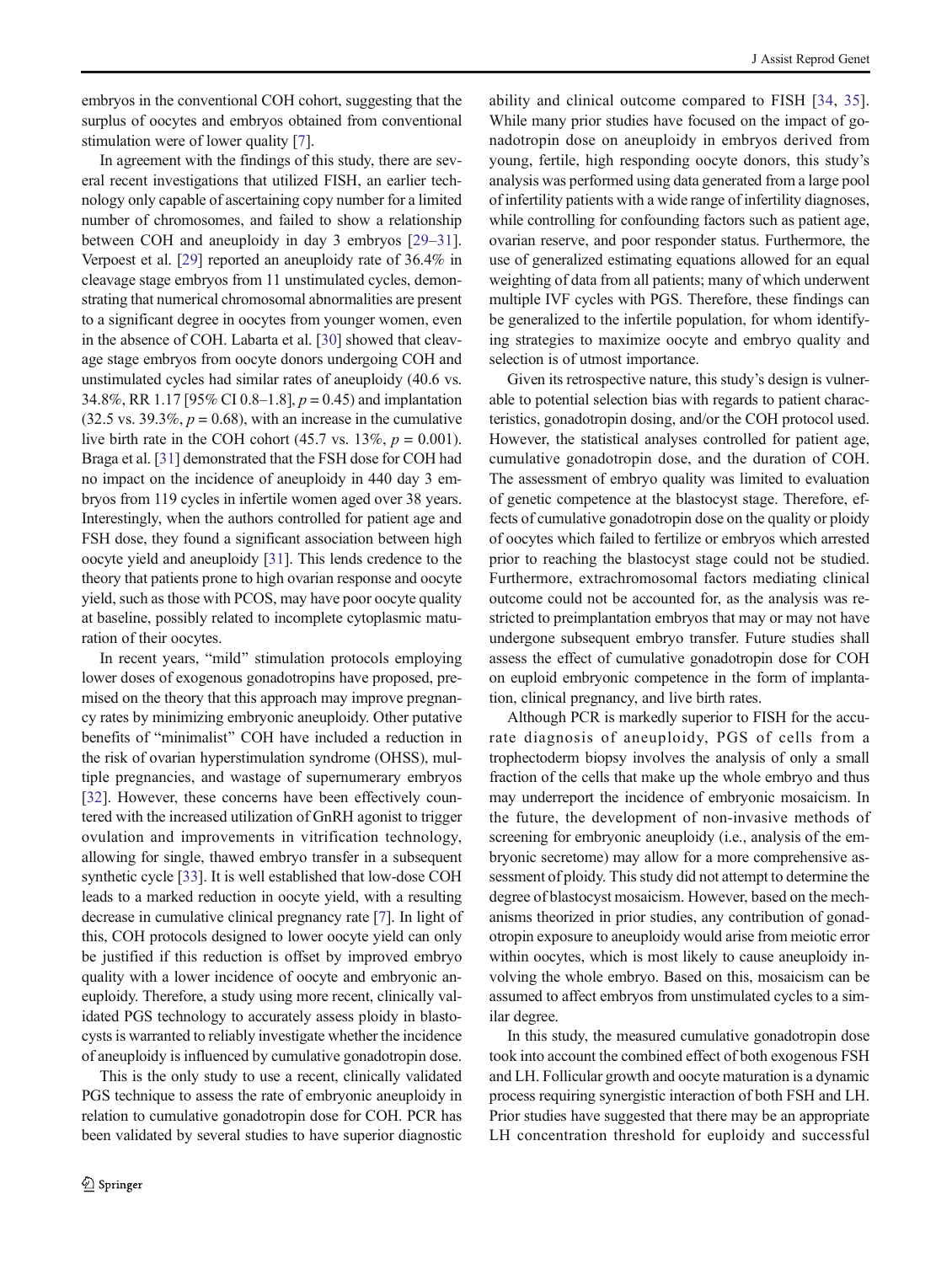embryos in the conventional COH cohort, suggesting that the surplus of oocytes and embryos obtained from conventional stimulation were of lower quality [7].

In agreement with the findings of this study, there are several recent investigations that utilized FISH, an earlier technology only capable of ascertaining copy number for a limited number of chromosomes, and failed to show a relationship between COH and aneuploidy in day 3 embryos [29–31]. Verpoest et al. [29] reported an aneuploidy rate of 36.4% in cleavage stage embryos from 11 unstimulated cycles, demonstrating that numerical chromosomal abnormalities are present to a significant degree in oocytes from younger women, even in the absence of COH. Labarta et al. [30] showed that cleavage stage embryos from oocyte donors undergoing COH and unstimulated cycles had similar rates of aneuploidy (40.6 vs. 34.8%, RR 1.17 [95% CI 0.8–1.8], $p = 0.45$) and implantation (32.5 vs. 39.3%, $p = 0.68$), with an increase in the cumulative live birth rate in the COH cohort (45.7 vs. 13%, $p = 0.001$). Braga et al. [31] demonstrated that the FSH dose for COH had no impact on the incidence of aneuploidy in 440 day 3 embryos from 119 cycles in infertile women aged over 38 years. Interestingly, when the authors controlled for patient age and FSH dose, they found a significant association between high oocyte yield and aneuploidy [31]. This lends credence to the theory that patients prone to high ovarian response and oocyte yield, such as those with PCOS, may have poor oocyte quality at baseline, possibly related to incomplete cytoplasmic maturation of their oocytes.

In recent years, "mild" stimulation protocols employing lower doses of exogenous gonadotropins have proposed, premised on the theory that this approach may improve pregnancy rates by minimizing embryonic aneuploidy. Other putative benefits of "minimalist" COH have included a reduction in the risk of ovarian hyperstimulation syndrome (OHSS), multiple pregnancies, and wastage of supernumerary embryos [32]. However, these concerns have been effectively countered with the increased utilization of GnRH agonist to trigger ovulation and improvements in vitrification technology, allowing for single, thawed embryo transfer in a subsequent synthetic cycle [33]. It is well established that low-dose COH leads to a marked reduction in oocyte yield, with a resulting decrease in cumulative clinical pregnancy rate [7]. In light of this, COH protocols designed to lower oocyte yield can only be justified if this reduction is offset by improved embryo quality with a lower incidence of oocyte and embryonic aneuploidy. Therefore, a study using more recent, clinically validated PGS technology to accurately assess ploidy in blastocysts is warranted to reliably investigate whether the incidence of aneuploidy is influenced by cumulative gonadotropin dose.

This is the only study to use a recent, clinically validated PGS technique to assess the rate of embryonic aneuploidy in relation to cumulative gonadotropin dose for COH. PCR has been validated by several studies to have superior diagnostic ability and clinical outcome compared to FISH [34, 35]. While many prior studies have focused on the impact of gonadotropin dose on aneuploidy in embryos derived from young, fertile, high responding oocyte donors, this study's analysis was performed using data generated from a large pool of infertility patients with a wide range of infertility diagnoses, while controlling for confounding factors such as patient age, ovarian reserve, and poor responder status. Furthermore, the use of generalized estimating equations allowed for an equal weighting of data from all patients; many of which underwent multiple IVF cycles with PGS. Therefore, these findings can be generalized to the infertile population, for whom identifying strategies to maximize oocyte and embryo quality and selection is of utmost importance.

Given its retrospective nature, this study's design is vulnerable to potential selection bias with regards to patient characteristics, gonadotropin dosing, and/or the COH protocol used. However, the statistical analyses controlled for patient age, cumulative gonadotropin dose, and the duration of COH. The assessment of embryo quality was limited to evaluation of genetic competence at the blastocyst stage. Therefore, effects of cumulative gonadotropin dose on the quality or ploidy of oocytes which failed to fertilize or embryos which arrested prior to reaching the blastocyst stage could not be studied. Furthermore, extrachromosomal factors mediating clinical outcome could not be accounted for, as the analysis was restricted to preimplantation embryos that may or may not have undergone subsequent embryo transfer. Future studies shall assess the effect of cumulative gonadotropin dose for COH on euploid embryonic competence in the form of implantation, clinical pregnancy, and live birth rates.

Although PCR is markedly superior to FISH for the accurate diagnosis of aneuploidy, PGS of cells from a trophectoderm biopsy involves the analysis of only a small fraction of the cells that make up the whole embryo and thus may underreport the incidence of embryonic mosaicism. In the future, the development of non-invasive methods of screening for embryonic aneuploidy (i.e., analysis of the embryonic secretome) may allow for a more comprehensive assessment of ploidy. This study did not attempt to determine the degree of blastocyst mosaicism. However, based on the mechanisms theorized in prior studies, any contribution of gonadotropin exposure to aneuploidy would arise from meiotic error within oocytes, which is most likely to cause aneuploidy involving the whole embryo. Based on this, mosaicism can be assumed to affect embryos from unstimulated cycles to a similar degree.

In this study, the measured cumulative gonadotropin dose took into account the combined effect of both exogenous FSH and LH. Follicular growth and oocyte maturation is a dynamic process requiring synergistic interaction of both FSH and LH. Prior studies have suggested that there may be an appropriate LH concentration threshold for euploidy and successful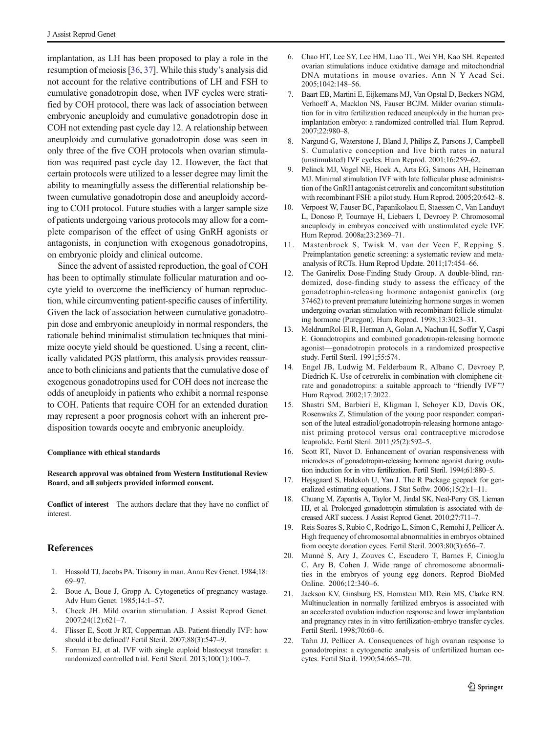implantation, as LH has been proposed to play a role in the resumption of meiosis [36, 37]. While this study's analysis did not account for the relative contributions of LH and FSH to cumulative gonadotropin dose, when IVF cycles were stratified by COH protocol, there was lack of association between embryonic aneuploidy and cumulative gonadotropin dose in COH not extending past cycle day 12. A relationship between aneuploidy and cumulative gonadotropin dose was seen in only three of the five COH protocols when ovarian stimulation was required past cycle day 12. However, the fact that certain protocols were utilized to a lesser degree may limit the ability to meaningfully assess the differential relationship between cumulative gonadotropin dose and aneuploidy according to COH protocol. Future studies with a larger sample size of patients undergoing various protocols may allow for a complete comparison of the effect of using GnRH agonists or antagonists, in conjunction with exogenous gonadotropins, on embryonic ploidy and clinical outcome.

Since the advent of assisted reproduction, the goal of COH has been to optimally stimulate follicular maturation and oocyte yield to overcome the inefficiency of human reproduction, while circumventing patient-specific causes of infertility. Given the lack of association between cumulative gonadotropin dose and embryonic aneuploidy in normal responders, the rationale behind minimalist stimulation techniques that minimize oocyte yield should be questioned. Using a recent, clinically validated PGS platform, this analysis provides reassurance to both clinicians and patients that the cumulative dose of exogenous gonadotropins used for COH does not increase the odds of aneuploidy in patients who exhibit a normal response to COH. Patients that require COH for an extended duration may represent a poor prognosis cohort with an inherent predisposition towards oocyte and embryonic aneuploidy.

**Compliance with ethical standards**

**Research approval was obtained from Western Institutional Review Board, and all subjects provided informed consent.**

**Conflict of interest** The authors declare that they have no conflict of interest.

## References

1. Hassold TJ, Jacobs PA. Trisomy in man. Annu Rev Genet. 1984;18:69–97.
2. Boue A, Boue J, Gropp A. Cytogenetics of pregnancy wastage. Adv Hum Genet. 1985;14:1–57.
3. Check JH. Mild ovarian stimulation. J Assist Reprod Genet. 2007;24(12):621–7.
4. Flisser E, Scott Jr RT, Copperman AB. Patient-friendly IVF: how should it be defined? Fertil Steril. 2007;88(3):547–9.
5. Forman EJ, et al. IVF with single euploid blastocyst transfer: a randomized controlled trial. Fertil Steril. 2013;100(1):100–7.
6. Chao HT, Lee SY, Lee HM, Liao TL, Wei YH, Kao SH. Repeated ovarian stimulations induce oxidative damage and mitochondrial DNA mutations in mouse ovaries. Ann N Y Acad Sci. 2005;1042:148–56.
7. Baart EB, Martini E, Eijkemans MJ, Van Opstal D, Beckers NGM, Verhoeff A, Macklon NS, Fauser BCJM. Milder ovarian stimulation for in vitro fertilization reduced aneuploidy in the human preimplantation embryo: a randomized controlled trial. Hum Reprod. 2007;22:980–8.
8. Nargund G, Waterstone J, Bland J, Philips Z, Parsons J, Campbell S. Cumulative conception and live birth rates in natural (unstimulated) IVF cycles. Hum Reprod. 2001;16:259–62.
9. Pelinck MJ, Vogel NE, Hoek A, Arts EG, Simons AH, Heineman MJ. Minimal stimulation IVF with late follicular phase administration of the GnRH antagonist cetrorelix and concomitant substitution with recombinant FSH: a pilot study. Hum Reprod. 2005;20:642–8.
10. Verpoest W, Fauser BC, Papanikolaou E, Staessen C, Van Landuyt L, Donoso P, Tournaye H, Liebaers I, Devroey P. Chromosomal aneuploidy in embryos conceived with unstimulated cycle IVF. Hum Reprod. 2008a;23:2369–71.
11. Mastenbroek S, Twisk M, van der Veen F, Repping S. Preimplantation genetic screening: a systematic review and meta-analysis of RCTs. Hum Reprod Update. 2011;17:454–66.
12. The Ganirelix Dose-Finding Study Group. A double-blind, randomized, dose-finding study to assess the efficacy of the gonadotrophin-releasing hormone antagonist ganirelix (org 37462) to prevent premature luteinizing hormone surges in women undergoing ovarian stimulation with recombinant follicle stimulating hormone (Puregon). Hum Reprod. 1998;13:3023–31.
13. MeldrumRol-El R, Herman A, Golan A, Nachun H, Soffer Y, Caspi E. Gonadotropins and combined gonadotropin-releasing hormone agonist—gonadotropin protocols in a randomized prospective study. Fertil Steril. 1991;55:574.
14. Engel JB, Ludwig M, Felderbaum R, Albano C, Devroey P, Diedrich K. Use of cetrorelix in combination with clomiphene citrate and gonadotropins: a suitable approach to "friendly IVF"? Hum Reprod. 2002;17:2022.
15. Shastri SM, Barbieri E, Kligman I, Schoyer KD, Davis OK, Rosenwaks Z. Stimulation of the young poor responder: comparison of the luteal estradiol/gonadotropin-releasing hormone antagonist priming protocol versus oral contraceptive microdose leuprolide. Fertil Steril. 2011;95(2):592–5.
16. Scott RT, Navot D. Enhancement of ovarian responsiveness with microdoses of gonadotropin-releasing hormone agonist during ovulation induction for in vitro fertilization. Fertil Steril. 1994;61:880–5.
17. Højsgaard S, Halekoh U, Yan J. The R Package geepack for generalized estimating equations. J Stat Softw. 2006;15(2):1–11.
18. Chuang M, Zapantis A, Taylor M, Jindal SK, Neal-Perry GS, Lieman HJ, et al. Prolonged gonadotropin stimulation is associated with decreased ART success. J Assist Reprod Genet. 2010;27:711–7.
19. Reis Soares S, Rubio C, Rodrigo L, Simon C, Remohi J, Pellicer A. High frequency of chromosomal abnormalities in embryos obtained from oocyte donation cyces. Fertil Steril. 2003;80(3):656–7.
20. Munné S, Ary J, Zouves C, Escudero T, Barnes F, Cinioglu C, Ary B, Cohen J. Wide range of chromosome abnormalities in the embryos of young egg donors. Reprod BioMed Online. 2006;12:340–6.
21. Jackson KV, Ginsburg ES, Hornstein MD, Rein MS, Clarke RN. Multinucleation in normally fertilized embryos is associated with an accelerated ovulation induction response and lower implantation and pregnancy rates in in vitro fertilization-embryo transfer cycles. Fertil Steril. 1998;70:60–6.
22. Tańn JJ, Pellicer A. Consequences of high ovarian response to gonadotropins: a cytogenetic analysis of unfertilized human oocytes. Fertil Steril. 1990;54:665–70.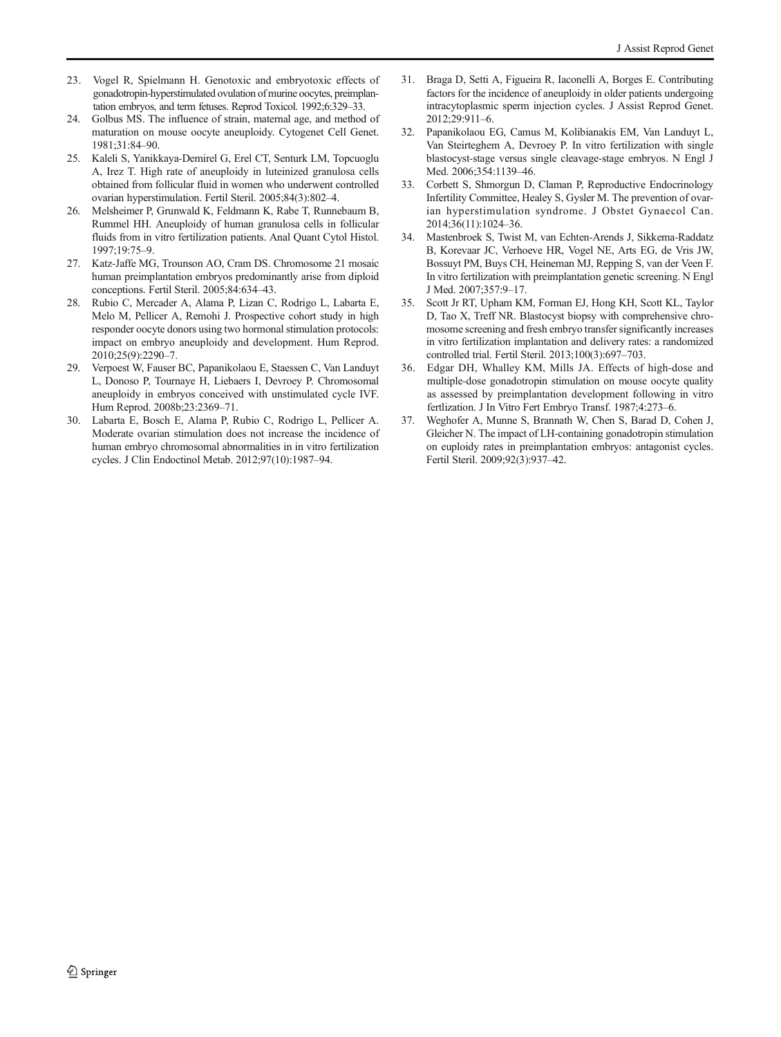23. Vogel R, Spielmann H. Genotoxic and embryotoxic effects of gonadotropin-hyperstimulated ovulation of murine oocytes, preimplantation embryos, and term fetuses. Reprod Toxicol. 1992;6:329–33.
24. Golbus MS. The influence of strain, maternal age, and method of maturation on mouse oocyte aneuploidy. Cytogenet Cell Genet. 1981;31:84–90.
25. Kaleli S, Yanikkaya-Demirel G, Erel CT, Senturk LM, Topcuoglu A, Irez T. High rate of aneuploidy in luteinized granulosa cells obtained from follicular fluid in women who underwent controlled ovarian hyperstimulation. Fertil Steril. 2005;84(3):802–4.
26. Melsheimer P, Grunwald K, Feldmann K, Rabe T, Runnebaum B, Rummel HH. Aneuploidy of human granulosa cells in follicular fluids from in vitro fertilization patients. Anal Quant Cytol Histol. 1997;19:75–9.
27. Katz-Jaffe MG, Trounson AO, Cram DS. Chromosome 21 mosaic human preimplantation embryos predominantly arise from diploid conceptions. Fertil Steril. 2005;84:634–43.
28. Rubio C, Mercader A, Alama P, Lizan C, Rodrigo L, Labarta E, Melo M, Pellicer A, Remohi J. Prospective cohort study in high responder oocyte donors using two hormonal stimulation protocols: impact on embryo aneuploidy and development. Hum Reprod. 2010;25(9):2290–7.
29. Verpoest W, Fauser BC, Papanikolaou E, Staessen C, Van Landuyt L, Donoso P, Tournaye H, Liebaers I, Devroey P. Chromosomal aneuploidy in embryos conceived with unstimulated cycle IVF. Hum Reprod. 2008b;23:2369–71.
30. Labarta E, Bosch E, Alama P, Rubio C, Rodrigo L, Pellicer A. Moderate ovarian stimulation does not increase the incidence of human embryo chromosomal abnormalities in in vitro fertilization cycles. J Clin Endoctinol Metab. 2012;97(10):1987–94.
31. Braga D, Setti A, Figueira R, Iaconelli A, Borges E. Contributing factors for the incidence of aneuploidy in older patients undergoing intracytoplasmic sperm injection cycles. J Assist Reprod Genet. 2012;29:911–6.
32. Papanikolaou EG, Camus M, Kolibianakis EM, Van Landuyt L, Van Steirteghem A, Devroey P. In vitro fertilization with single blastocyst-stage versus single cleavage-stage embryos. N Engl J Med. 2006;354:1139–46.
33. Corbett S, Shmorgun D, Claman P, Reproductive Endocrinology Infertility Committee, Healey S, Gysler M. The prevention of ovarian hyperstimulation syndrome. J Obstet Gynaecol Can. 2014;36(11):1024–36.
34. Mastenbroek S, Twist M, van Echten-Arends J, Sikkema-Raddatz B, Korevaar JC, Verhoeve HR, Vogel NE, Arts EG, de Vris JW, Bossuyt PM, Buys CH, Heineman MJ, Repping S, van der Veen F. In vitro fertilization with preimplantation genetic screening. N Engl J Med. 2007;357:9–17.
35. Scott Jr RT, Upham KM, Forman EJ, Hong KH, Scott KL, Taylor D, Tao X, Treff NR. Blastocyst biopsy with comprehensive chromosome screening and fresh embryo transfer significantly increases in vitro fertilization implantation and delivery rates: a randomized controlled trial. Fertil Steril. 2013;100(3):697–703.
36. Edgar DH, Whalley KM, Mills JA. Effects of high-dose and multiple-dose gonadotropin stimulation on mouse oocyte quality as assessed by preimplantation development following in vitro fertlization. J In Vitro Fert Embryo Transf. 1987;4:273–6.
37. Weghofer A, Munne S, Brannath W, Chen S, Barad D, Cohen J, Gleicher N. The impact of LH-containing gonadotropin stimulation on euploidy rates in preimplantation embryos: antagonist cycles. Fertil Steril. 2009;92(3):937–42.